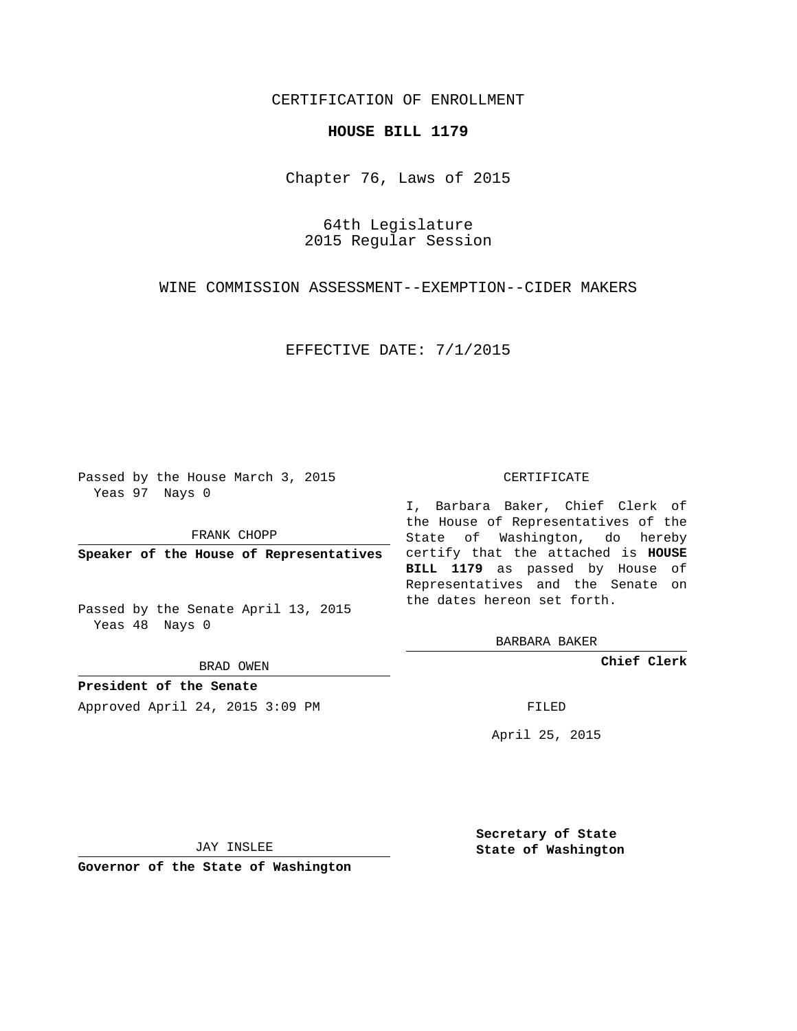CERTIFICATION OF ENROLLMENT

**HOUSE BILL 1179**

Chapter 76, Laws of 2015

64th Legislature
2015 Regular Session

WINE COMMISSION ASSESSMENT--EXEMPTION--CIDER MAKERS

EFFECTIVE DATE: 7/1/2015

Passed by the House March 3, 2015
Yeas 97 Nays 0

FRANK CHOPP

**Speaker of the House of Representatives**

Passed by the Senate April 13, 2015
Yeas 48 Nays 0

BRAD OWEN

**President of the Senate**

Approved April 24, 2015 3:09 PM

JAY INSLEE

**Governor of the State of Washington**

CERTIFICATE

I, Barbara Baker, Chief Clerk of the House of Representatives of the State of Washington, do hereby certify that the attached is **HOUSE BILL 1179** as passed by House of Representatives and the Senate on the dates hereon set forth.

BARBARA BAKER

**Chief Clerk**

FILED

April 25, 2015

**Secretary of State**
**State of Washington**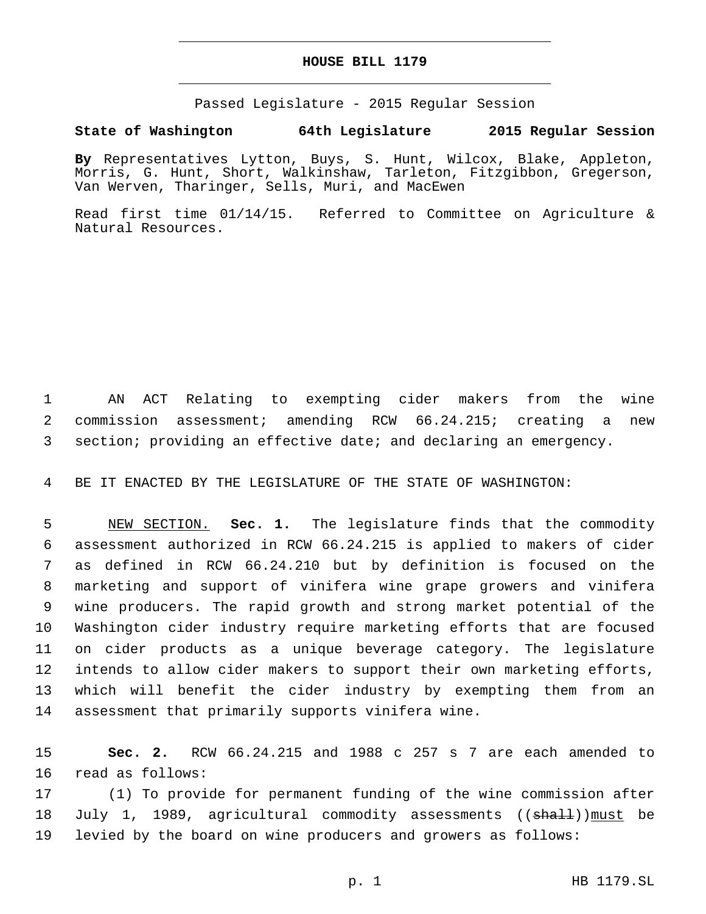# HOUSE BILL 1179

Passed Legislature - 2015 Regular Session

**State of Washington 64th Legislature 2015 Regular Session**

**By** Representatives Lytton, Buys, S. Hunt, Wilcox, Blake, Appleton, Morris, G. Hunt, Short, Walkinshaw, Tarleton, Fitzgibbon, Gregerson, Van Werven, Tharinger, Sells, Muri, and MacEwen

Read first time 01/14/15. Referred to Committee on Agriculture & Natural Resources.

AN ACT Relating to exempting cider makers from the wine commission assessment; amending RCW 66.24.215; creating a new section; providing an effective date; and declaring an emergency.

BE IT ENACTED BY THE LEGISLATURE OF THE STATE OF WASHINGTON:

NEW SECTION. **Sec. 1.** The legislature finds that the commodity assessment authorized in RCW 66.24.215 is applied to makers of cider as defined in RCW 66.24.210 but by definition is focused on the marketing and support of vinifera wine grape growers and vinifera wine producers. The rapid growth and strong market potential of the Washington cider industry require marketing efforts that are focused on cider products as a unique beverage category. The legislature intends to allow cider makers to support their own marketing efforts, which will benefit the cider industry by exempting them from an assessment that primarily supports vinifera wine.

**Sec. 2.** RCW 66.24.215 and 1988 c 257 s 7 are each amended to read as follows:

(1) To provide for permanent funding of the wine commission after July 1, 1989, agricultural commodity assessments ((~~shall~~))must be levied by the board on wine producers and growers as follows: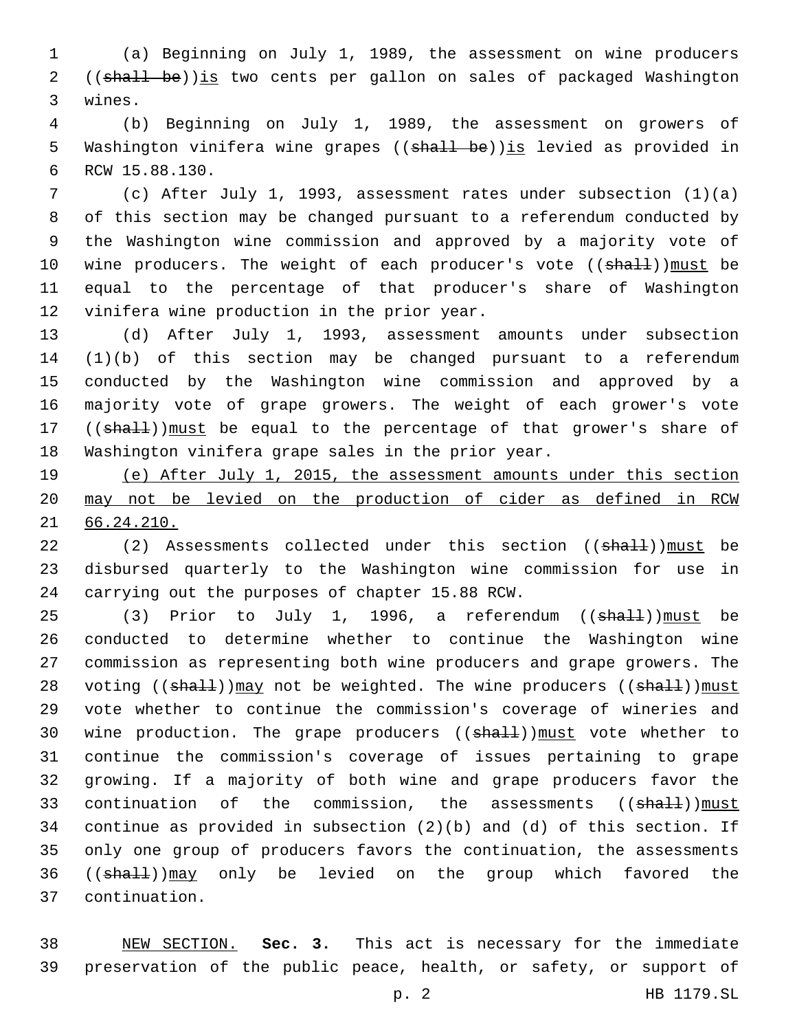(a) Beginning on July 1, 1989, the assessment on wine producers ((~~shall be~~))<u>is</u> two cents per gallon on sales of packaged Washington wines.

(b) Beginning on July 1, 1989, the assessment on growers of Washington vinifera wine grapes ((~~shall be~~))<u>is</u> levied as provided in RCW 15.88.130.

(c) After July 1, 1993, assessment rates under subsection (1)(a) of this section may be changed pursuant to a referendum conducted by the Washington wine commission and approved by a majority vote of wine producers. The weight of each producer's vote ((~~shall~~))<u>must</u> be equal to the percentage of that producer's share of Washington vinifera wine production in the prior year.

(d) After July 1, 1993, assessment amounts under subsection (1)(b) of this section may be changed pursuant to a referendum conducted by the Washington wine commission and approved by a majority vote of grape growers. The weight of each grower's vote ((~~shall~~))<u>must</u> be equal to the percentage of that grower's share of Washington vinifera grape sales in the prior year.

<u>(e) After July 1, 2015, the assessment amounts under this section may not be levied on the production of cider as defined in RCW 66.24.210.</u>

(2) Assessments collected under this section ((~~shall~~))<u>must</u> be disbursed quarterly to the Washington wine commission for use in carrying out the purposes of chapter 15.88 RCW.

(3) Prior to July 1, 1996, a referendum ((~~shall~~))<u>must</u> be conducted to determine whether to continue the Washington wine commission as representing both wine producers and grape growers. The voting ((~~shall~~))<u>may</u> not be weighted. The wine producers ((~~shall~~))<u>must</u> vote whether to continue the commission's coverage of wineries and wine production. The grape producers ((~~shall~~))<u>must</u> vote whether to continue the commission's coverage of issues pertaining to grape growing. If a majority of both wine and grape producers favor the continuation of the commission, the assessments ((~~shall~~))<u>must</u> continue as provided in subsection (2)(b) and (d) of this section. If only one group of producers favors the continuation, the assessments ((~~shall~~))<u>may</u> only be levied on the group which favored the continuation.

<u>NEW SECTION.</u> **Sec. 3.** This act is necessary for the immediate preservation of the public peace, health, or safety, or support of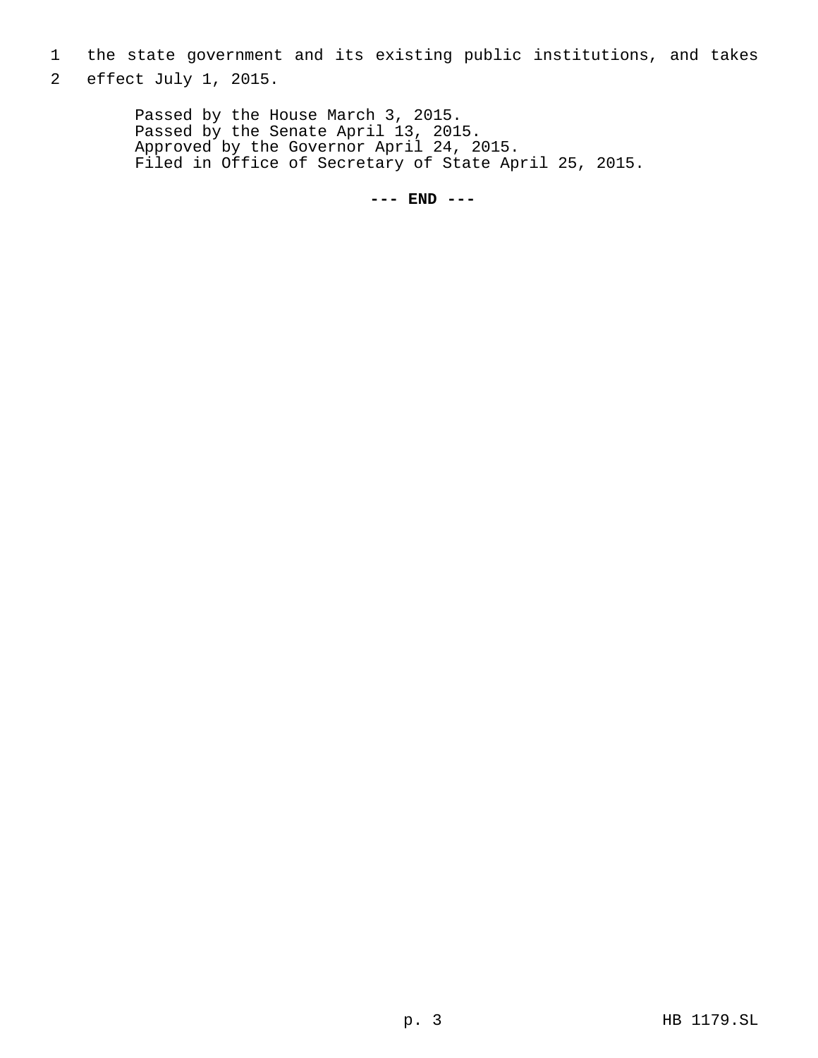the state government and its existing public institutions, and takes effect July 1, 2015.

Passed by the House March 3, 2015.
Passed by the Senate April 13, 2015.
Approved by the Governor April 24, 2015.
Filed in Office of Secretary of State April 25, 2015.

**--- END ---**